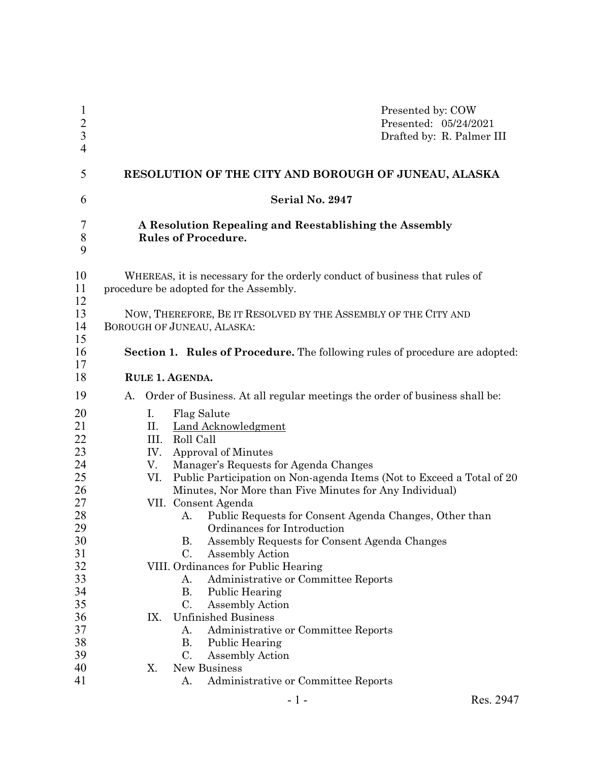Presented by: COW
Presented: 05/24/2021
Drafted by: R. Palmer III

# RESOLUTION OF THE CITY AND BOROUGH OF JUNEAU, ALASKA

## Serial No. 2947

**A Resolution Repealing and Reestablishing the Assembly Rules of Procedure.**

WHEREAS, it is necessary for the orderly conduct of business that rules of procedure be adopted for the Assembly.

NOW, THEREFORE, BE IT RESOLVED BY THE ASSEMBLY OF THE CITY AND BOROUGH OF JUNEAU, ALASKA:

**Section 1. Rules of Procedure.** The following rules of procedure are adopted:

**RULE 1. AGENDA.**

A. Order of Business. At all regular meetings the order of business shall be:

- I. Flag Salute
- II. <u>Land Acknowledgment</u>
- III. Roll Call
- IV. Approval of Minutes
- V. Manager's Requests for Agenda Changes
- VI. Public Participation on Non-agenda Items (Not to Exceed a Total of 20 Minutes, Nor More than Five Minutes for Any Individual)
- VII. Consent Agenda
  - A. Public Requests for Consent Agenda Changes, Other than Ordinances for Introduction
  - B. Assembly Requests for Consent Agenda Changes
  - C. Assembly Action
- VIII. Ordinances for Public Hearing
  - A. Administrative or Committee Reports
  - B. Public Hearing
  - C. Assembly Action
- IX. Unfinished Business
  - A. Administrative or Committee Reports
  - B. Public Hearing
  - C. Assembly Action
- X. New Business
  - A. Administrative or Committee Reports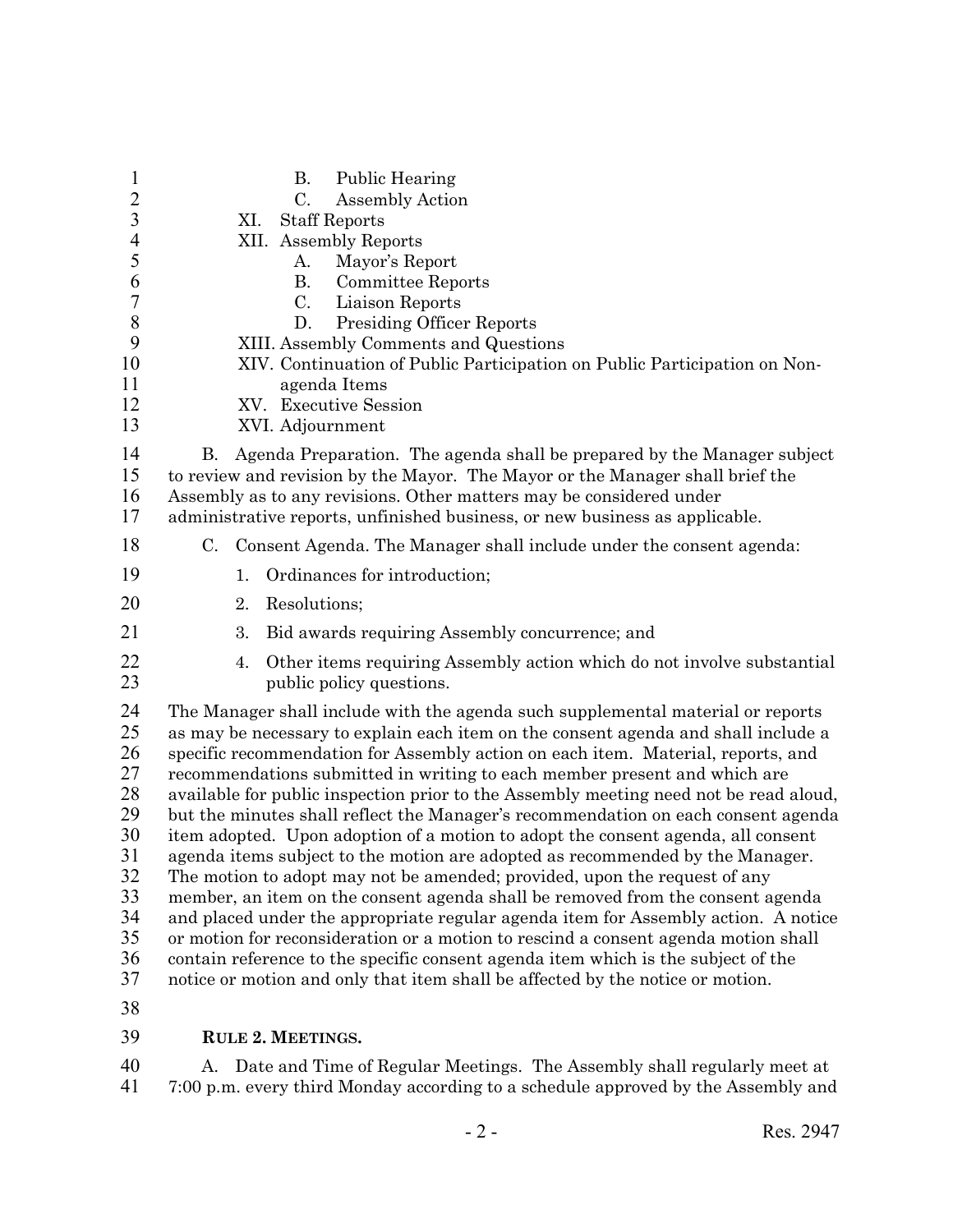B. Public Hearing
C. Assembly Action

XI. Staff Reports

XII. Assembly Reports
A. Mayor's Report
B. Committee Reports
C. Liaison Reports
D. Presiding Officer Reports

XIII. Assembly Comments and Questions

XIV. Continuation of Public Participation on Public Participation on Non-agenda Items

XV. Executive Session

XVI. Adjournment

B. Agenda Preparation. The agenda shall be prepared by the Manager subject to review and revision by the Mayor. The Mayor or the Manager shall brief the Assembly as to any revisions. Other matters may be considered under administrative reports, unfinished business, or new business as applicable.

C. Consent Agenda. The Manager shall include under the consent agenda:

1. Ordinances for introduction;
2. Resolutions;
3. Bid awards requiring Assembly concurrence; and
4. Other items requiring Assembly action which do not involve substantial public policy questions.

The Manager shall include with the agenda such supplemental material or reports as may be necessary to explain each item on the consent agenda and shall include a specific recommendation for Assembly action on each item. Material, reports, and recommendations submitted in writing to each member present and which are available for public inspection prior to the Assembly meeting need not be read aloud, but the minutes shall reflect the Manager's recommendation on each consent agenda item adopted. Upon adoption of a motion to adopt the consent agenda, all consent agenda items subject to the motion are adopted as recommended by the Manager. The motion to adopt may not be amended; provided, upon the request of any member, an item on the consent agenda shall be removed from the consent agenda and placed under the appropriate regular agenda item for Assembly action. A notice or motion for reconsideration or a motion to rescind a consent agenda motion shall contain reference to the specific consent agenda item which is the subject of the notice or motion and only that item shall be affected by the notice or motion.

## RULE 2. MEETINGS.

A. Date and Time of Regular Meetings. The Assembly shall regularly meet at 7:00 p.m. every third Monday according to a schedule approved by the Assembly and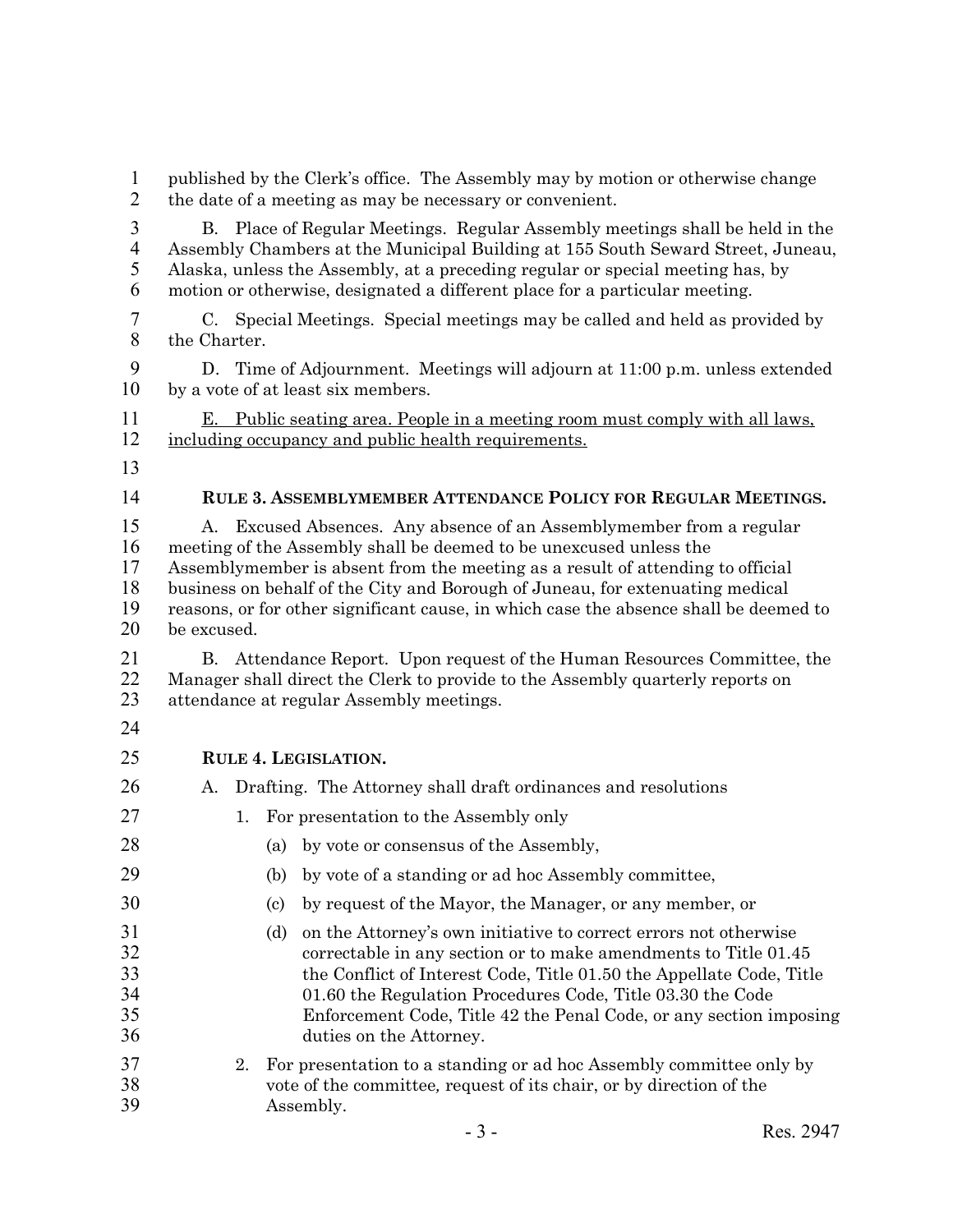published by the Clerk's office. The Assembly may by motion or otherwise change the date of a meeting as may be necessary or convenient.

B. Place of Regular Meetings. Regular Assembly meetings shall be held in the Assembly Chambers at the Municipal Building at 155 South Seward Street, Juneau, Alaska, unless the Assembly, at a preceding regular or special meeting has, by motion or otherwise, designated a different place for a particular meeting.

C. Special Meetings. Special meetings may be called and held as provided by the Charter.

D. Time of Adjournment. Meetings will adjourn at 11:00 p.m. unless extended by a vote of at least six members.

<u>E. Public seating area. People in a meeting room must comply with all laws, including occupancy and public health requirements.</u>

### RULE 3. ASSEMBLYMEMBER ATTENDANCE POLICY FOR REGULAR MEETINGS.

A. Excused Absences. Any absence of an Assemblymember from a regular meeting of the Assembly shall be deemed to be unexcused unless the Assemblymember is absent from the meeting as a result of attending to official business on behalf of the City and Borough of Juneau, for extenuating medical reasons, or for other significant cause, in which case the absence shall be deemed to be excused.

B. Attendance Report. Upon request of the Human Resources Committee, the Manager shall direct the Clerk to provide to the Assembly quarterly reports on attendance at regular Assembly meetings.

### RULE 4. LEGISLATION.

A. Drafting. The Attorney shall draft ordinances and resolutions

1. For presentation to the Assembly only
   - (a) by vote or consensus of the Assembly,
   - (b) by vote of a standing or ad hoc Assembly committee,
   - (c) by request of the Mayor, the Manager, or any member, or
   - (d) on the Attorney's own initiative to correct errors not otherwise correctable in any section or to make amendments to Title 01.45 the Conflict of Interest Code, Title 01.50 the Appellate Code, Title 01.60 the Regulation Procedures Code, Title 03.30 the Code Enforcement Code, Title 42 the Penal Code, or any section imposing duties on the Attorney.
2. For presentation to a standing or ad hoc Assembly committee only by vote of the committee, request of its chair, or by direction of the Assembly.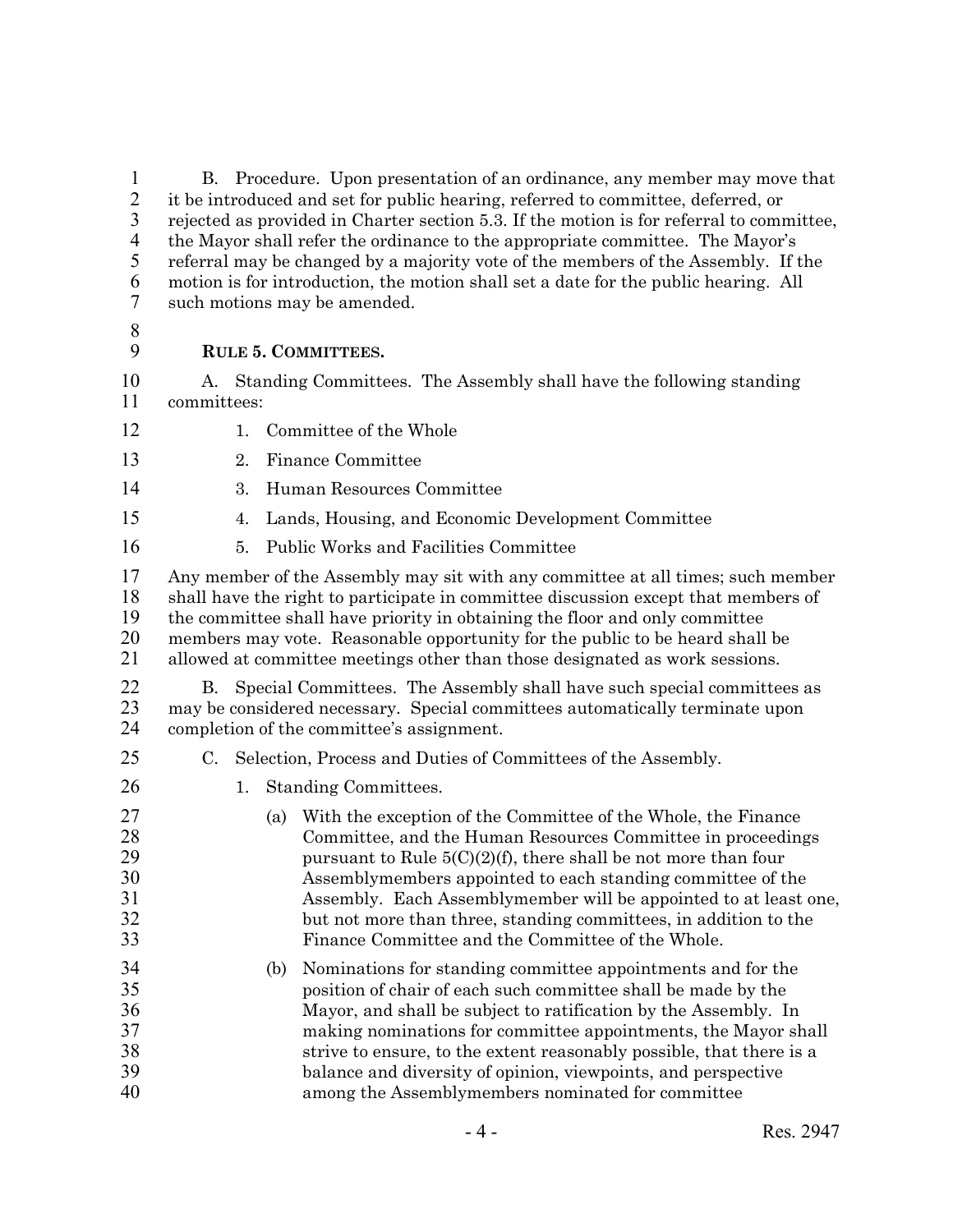B. Procedure. Upon presentation of an ordinance, any member may move that it be introduced and set for public hearing, referred to committee, deferred, or rejected as provided in Charter section 5.3. If the motion is for referral to committee, the Mayor shall refer the ordinance to the appropriate committee. The Mayor's referral may be changed by a majority vote of the members of the Assembly. If the motion is for introduction, the motion shall set a date for the public hearing. All such motions may be amended.

## RULE 5. COMMITTEES.

A. Standing Committees. The Assembly shall have the following standing committees:

1. Committee of the Whole
2. Finance Committee
3. Human Resources Committee
4. Lands, Housing, and Economic Development Committee
5. Public Works and Facilities Committee

Any member of the Assembly may sit with any committee at all times; such member shall have the right to participate in committee discussion except that members of the committee shall have priority in obtaining the floor and only committee members may vote. Reasonable opportunity for the public to be heard shall be allowed at committee meetings other than those designated as work sessions.

B. Special Committees. The Assembly shall have such special committees as may be considered necessary. Special committees automatically terminate upon completion of the committee's assignment.

C. Selection, Process and Duties of Committees of the Assembly.

1. Standing Committees.

   (a) With the exception of the Committee of the Whole, the Finance Committee, and the Human Resources Committee in proceedings pursuant to Rule 5(C)(2)(f), there shall be not more than four Assemblymembers appointed to each standing committee of the Assembly. Each Assemblymember will be appointed to at least one, but not more than three, standing committees, in addition to the Finance Committee and the Committee of the Whole.

   (b) Nominations for standing committee appointments and for the position of chair of each such committee shall be made by the Mayor, and shall be subject to ratification by the Assembly. In making nominations for committee appointments, the Mayor shall strive to ensure, to the extent reasonably possible, that there is a balance and diversity of opinion, viewpoints, and perspective among the Assemblymembers nominated for committee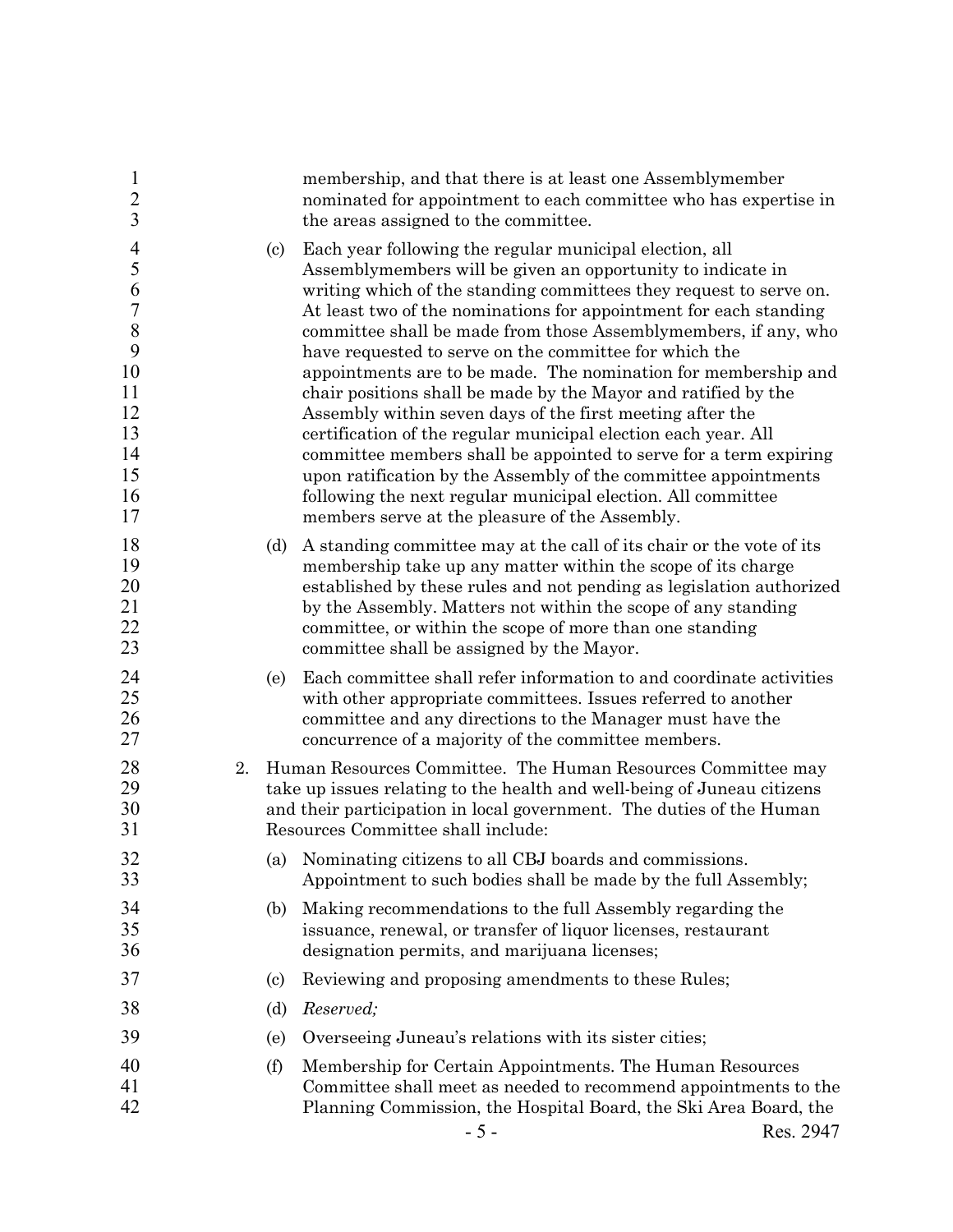membership, and that there is at least one Assemblymember nominated for appointment to each committee who has expertise in the areas assigned to the committee.

(c) Each year following the regular municipal election, all Assemblymembers will be given an opportunity to indicate in writing which of the standing committees they request to serve on. At least two of the nominations for appointment for each standing committee shall be made from those Assemblymembers, if any, who have requested to serve on the committee for which the appointments are to be made. The nomination for membership and chair positions shall be made by the Mayor and ratified by the Assembly within seven days of the first meeting after the certification of the regular municipal election each year. All committee members shall be appointed to serve for a term expiring upon ratification by the Assembly of the committee appointments following the next regular municipal election. All committee members serve at the pleasure of the Assembly.

(d) A standing committee may at the call of its chair or the vote of its membership take up any matter within the scope of its charge established by these rules and not pending as legislation authorized by the Assembly. Matters not within the scope of any standing committee, or within the scope of more than one standing committee shall be assigned by the Mayor.

(e) Each committee shall refer information to and coordinate activities with other appropriate committees. Issues referred to another committee and any directions to the Manager must have the concurrence of a majority of the committee members.

2. Human Resources Committee. The Human Resources Committee may take up issues relating to the health and well-being of Juneau citizens and their participation in local government. The duties of the Human Resources Committee shall include:

(a) Nominating citizens to all CBJ boards and commissions. Appointment to such bodies shall be made by the full Assembly;

(b) Making recommendations to the full Assembly regarding the issuance, renewal, or transfer of liquor licenses, restaurant designation permits, and marijuana licenses;

(c) Reviewing and proposing amendments to these Rules;

(d) *Reserved;*

(e) Overseeing Juneau's relations with its sister cities;

(f) Membership for Certain Appointments. The Human Resources Committee shall meet as needed to recommend appointments to the Planning Commission, the Hospital Board, the Ski Area Board, the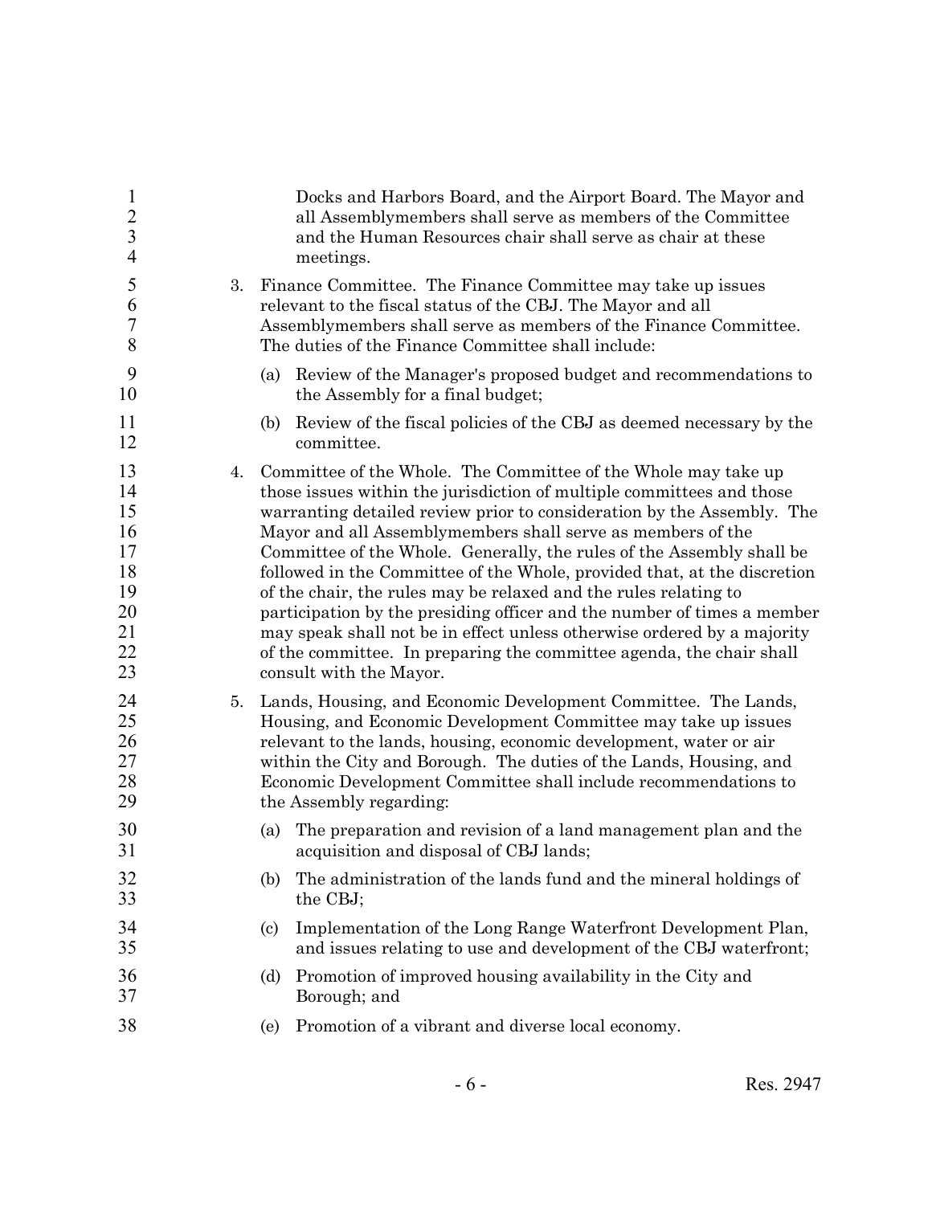Docks and Harbors Board, and the Airport Board. The Mayor and all Assemblymembers shall serve as members of the Committee and the Human Resources chair shall serve as chair at these meetings.

3. Finance Committee. The Finance Committee may take up issues relevant to the fiscal status of the CBJ. The Mayor and all Assemblymembers shall serve as members of the Finance Committee. The duties of the Finance Committee shall include:

   (a) Review of the Manager's proposed budget and recommendations to the Assembly for a final budget;

   (b) Review of the fiscal policies of the CBJ as deemed necessary by the committee.

4. Committee of the Whole. The Committee of the Whole may take up those issues within the jurisdiction of multiple committees and those warranting detailed review prior to consideration by the Assembly. The Mayor and all Assemblymembers shall serve as members of the Committee of the Whole. Generally, the rules of the Assembly shall be followed in the Committee of the Whole, provided that, at the discretion of the chair, the rules may be relaxed and the rules relating to participation by the presiding officer and the number of times a member may speak shall not be in effect unless otherwise ordered by a majority of the committee. In preparing the committee agenda, the chair shall consult with the Mayor.

5. Lands, Housing, and Economic Development Committee. The Lands, Housing, and Economic Development Committee may take up issues relevant to the lands, housing, economic development, water or air within the City and Borough. The duties of the Lands, Housing, and Economic Development Committee shall include recommendations to the Assembly regarding:

   (a) The preparation and revision of a land management plan and the acquisition and disposal of CBJ lands;

   (b) The administration of the lands fund and the mineral holdings of the CBJ;

   (c) Implementation of the Long Range Waterfront Development Plan, and issues relating to use and development of the CBJ waterfront;

   (d) Promotion of improved housing availability in the City and Borough; and

   (e) Promotion of a vibrant and diverse local economy.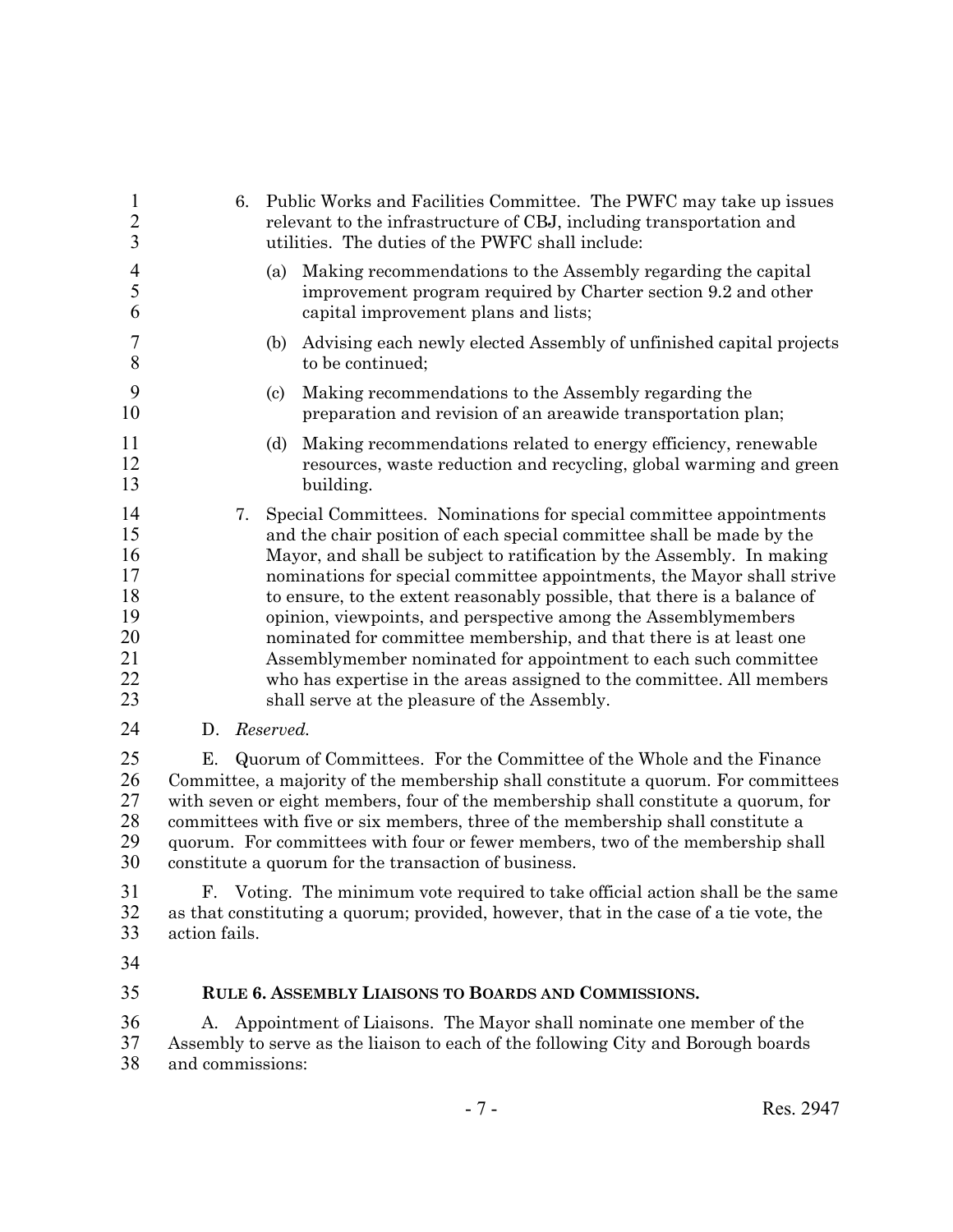6. Public Works and Facilities Committee. The PWFC may take up issues relevant to the infrastructure of CBJ, including transportation and utilities. The duties of the PWFC shall include:

   (a) Making recommendations to the Assembly regarding the capital improvement program required by Charter section 9.2 and other capital improvement plans and lists;

   (b) Advising each newly elected Assembly of unfinished capital projects to be continued;

   (c) Making recommendations to the Assembly regarding the preparation and revision of an areawide transportation plan;

   (d) Making recommendations related to energy efficiency, renewable resources, waste reduction and recycling, global warming and green building.

7. Special Committees. Nominations for special committee appointments and the chair position of each special committee shall be made by the Mayor, and shall be subject to ratification by the Assembly. In making nominations for special committee appointments, the Mayor shall strive to ensure, to the extent reasonably possible, that there is a balance of opinion, viewpoints, and perspective among the Assemblymembers nominated for committee membership, and that there is at least one Assemblymember nominated for appointment to each such committee who has expertise in the areas assigned to the committee. All members shall serve at the pleasure of the Assembly.

D. *Reserved.*

E. Quorum of Committees. For the Committee of the Whole and the Finance Committee, a majority of the membership shall constitute a quorum. For committees with seven or eight members, four of the membership shall constitute a quorum, for committees with five or six members, three of the membership shall constitute a quorum. For committees with four or fewer members, two of the membership shall constitute a quorum for the transaction of business.

F. Voting. The minimum vote required to take official action shall be the same as that constituting a quorum; provided, however, that in the case of a tie vote, the action fails.

### RULE 6. ASSEMBLY LIAISONS TO BOARDS AND COMMISSIONS.

A. Appointment of Liaisons. The Mayor shall nominate one member of the Assembly to serve as the liaison to each of the following City and Borough boards and commissions: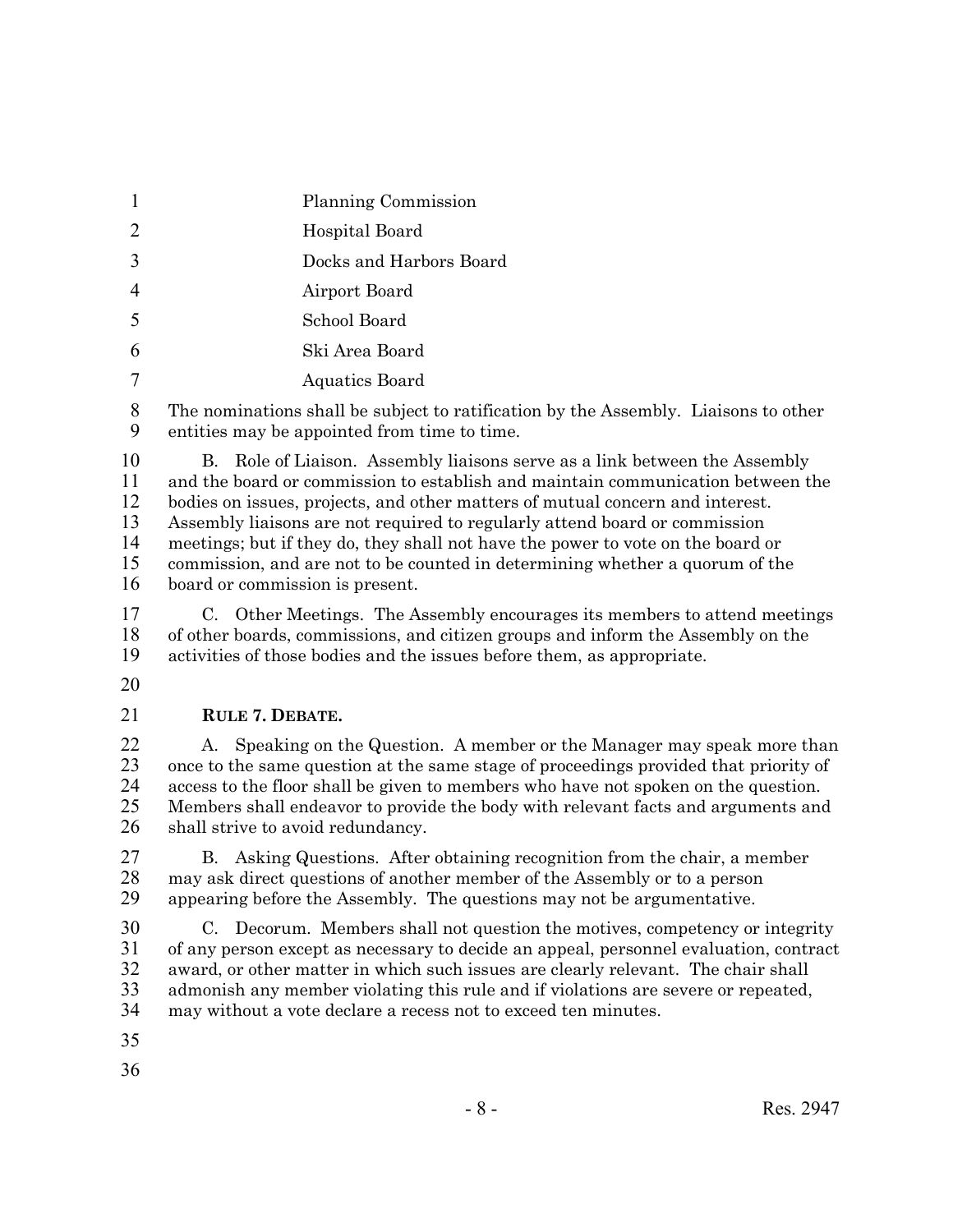Planning Commission

Hospital Board

Docks and Harbors Board

Airport Board

School Board

Ski Area Board

Aquatics Board

The nominations shall be subject to ratification by the Assembly. Liaisons to other entities may be appointed from time to time.

B. Role of Liaison. Assembly liaisons serve as a link between the Assembly and the board or commission to establish and maintain communication between the bodies on issues, projects, and other matters of mutual concern and interest. Assembly liaisons are not required to regularly attend board or commission meetings; but if they do, they shall not have the power to vote on the board or commission, and are not to be counted in determining whether a quorum of the board or commission is present.

C. Other Meetings. The Assembly encourages its members to attend meetings of other boards, commissions, and citizen groups and inform the Assembly on the activities of those bodies and the issues before them, as appropriate.

## RULE 7. DEBATE.

A. Speaking on the Question. A member or the Manager may speak more than once to the same question at the same stage of proceedings provided that priority of access to the floor shall be given to members who have not spoken on the question. Members shall endeavor to provide the body with relevant facts and arguments and shall strive to avoid redundancy.

B. Asking Questions. After obtaining recognition from the chair, a member may ask direct questions of another member of the Assembly or to a person appearing before the Assembly. The questions may not be argumentative.

C. Decorum. Members shall not question the motives, competency or integrity of any person except as necessary to decide an appeal, personnel evaluation, contract award, or other matter in which such issues are clearly relevant. The chair shall admonish any member violating this rule and if violations are severe or repeated, may without a vote declare a recess not to exceed ten minutes.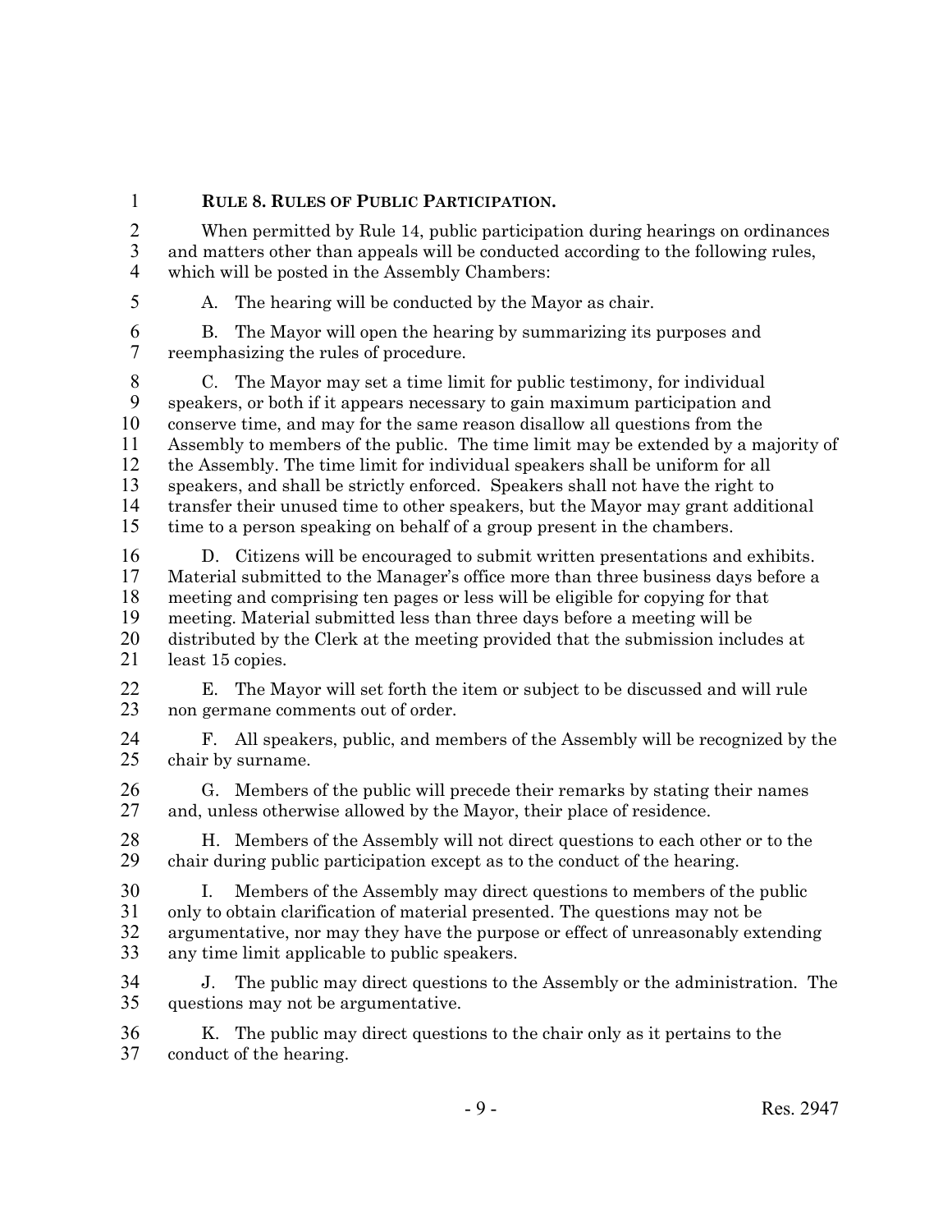**RULE 8. RULES OF PUBLIC PARTICIPATION.**

When permitted by Rule 14, public participation during hearings on ordinances and matters other than appeals will be conducted according to the following rules, which will be posted in the Assembly Chambers:

A. The hearing will be conducted by the Mayor as chair.

B. The Mayor will open the hearing by summarizing its purposes and reemphasizing the rules of procedure.

C. The Mayor may set a time limit for public testimony, for individual speakers, or both if it appears necessary to gain maximum participation and conserve time, and may for the same reason disallow all questions from the Assembly to members of the public. The time limit may be extended by a majority of the Assembly. The time limit for individual speakers shall be uniform for all speakers, and shall be strictly enforced. Speakers shall not have the right to transfer their unused time to other speakers, but the Mayor may grant additional time to a person speaking on behalf of a group present in the chambers.

D. Citizens will be encouraged to submit written presentations and exhibits. Material submitted to the Manager's office more than three business days before a meeting and comprising ten pages or less will be eligible for copying for that meeting. Material submitted less than three days before a meeting will be distributed by the Clerk at the meeting provided that the submission includes at least 15 copies.

E. The Mayor will set forth the item or subject to be discussed and will rule non germane comments out of order.

F. All speakers, public, and members of the Assembly will be recognized by the chair by surname.

G. Members of the public will precede their remarks by stating their names and, unless otherwise allowed by the Mayor, their place of residence.

H. Members of the Assembly will not direct questions to each other or to the chair during public participation except as to the conduct of the hearing.

I. Members of the Assembly may direct questions to members of the public only to obtain clarification of material presented. The questions may not be argumentative, nor may they have the purpose or effect of unreasonably extending any time limit applicable to public speakers.

J. The public may direct questions to the Assembly or the administration. The questions may not be argumentative.

K. The public may direct questions to the chair only as it pertains to the conduct of the hearing.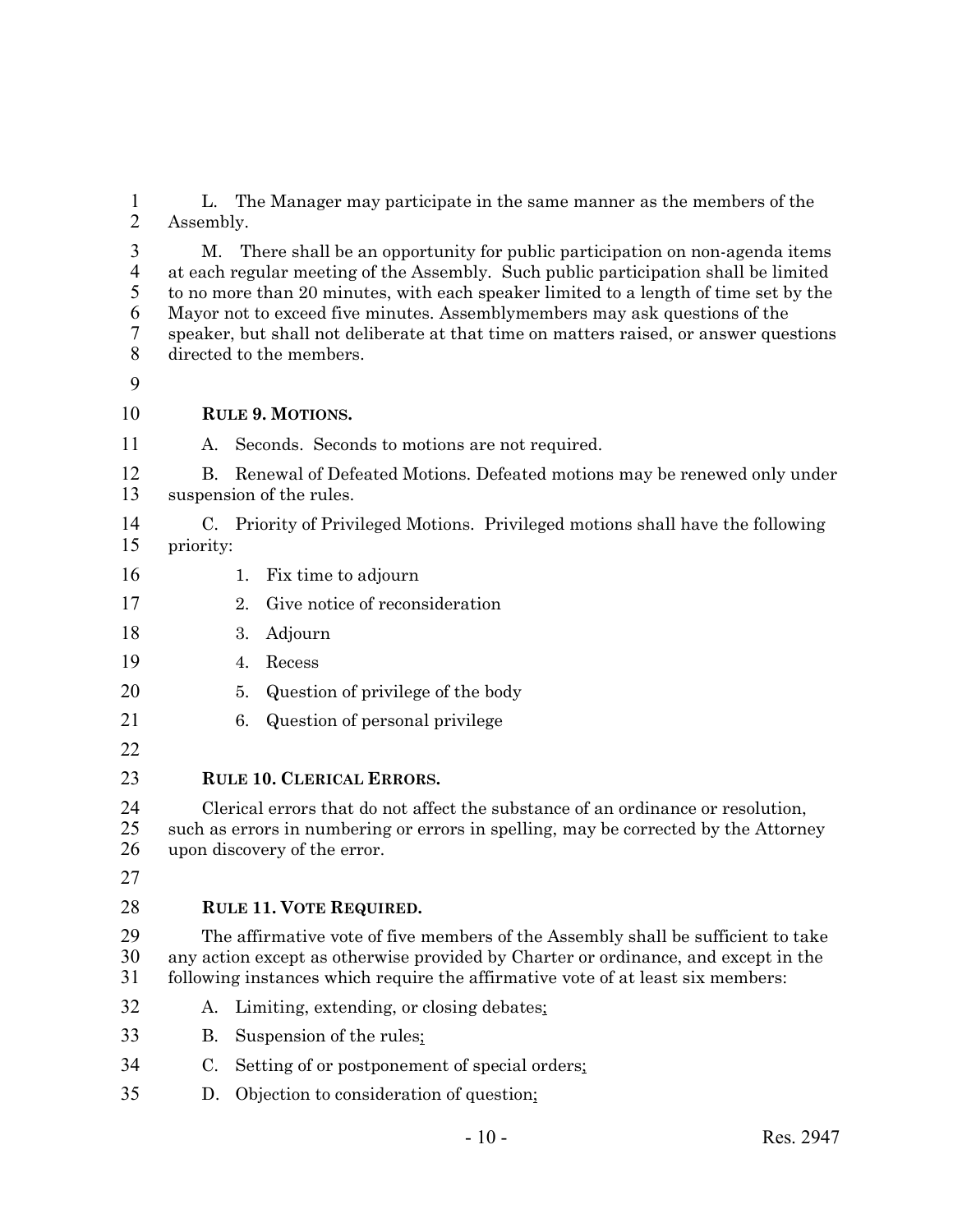L. The Manager may participate in the same manner as the members of the Assembly.

M. There shall be an opportunity for public participation on non-agenda items at each regular meeting of the Assembly. Such public participation shall be limited to no more than 20 minutes, with each speaker limited to a length of time set by the Mayor not to exceed five minutes. Assemblymembers may ask questions of the speaker, but shall not deliberate at that time on matters raised, or answer questions directed to the members.

**RULE 9. MOTIONS.**

A. Seconds. Seconds to motions are not required.

B. Renewal of Defeated Motions. Defeated motions may be renewed only under suspension of the rules.

C. Priority of Privileged Motions. Privileged motions shall have the following priority:

1. Fix time to adjourn
2. Give notice of reconsideration
3. Adjourn
4. Recess
5. Question of privilege of the body
6. Question of personal privilege

**RULE 10. CLERICAL ERRORS.**

Clerical errors that do not affect the substance of an ordinance or resolution, such as errors in numbering or errors in spelling, may be corrected by the Attorney upon discovery of the error.

**RULE 11. VOTE REQUIRED.**

The affirmative vote of five members of the Assembly shall be sufficient to take any action except as otherwise provided by Charter or ordinance, and except in the following instances which require the affirmative vote of at least six members:

A. Limiting, extending, or closing debates;

B. Suspension of the rules;

C. Setting of or postponement of special orders;

D. Objection to consideration of question;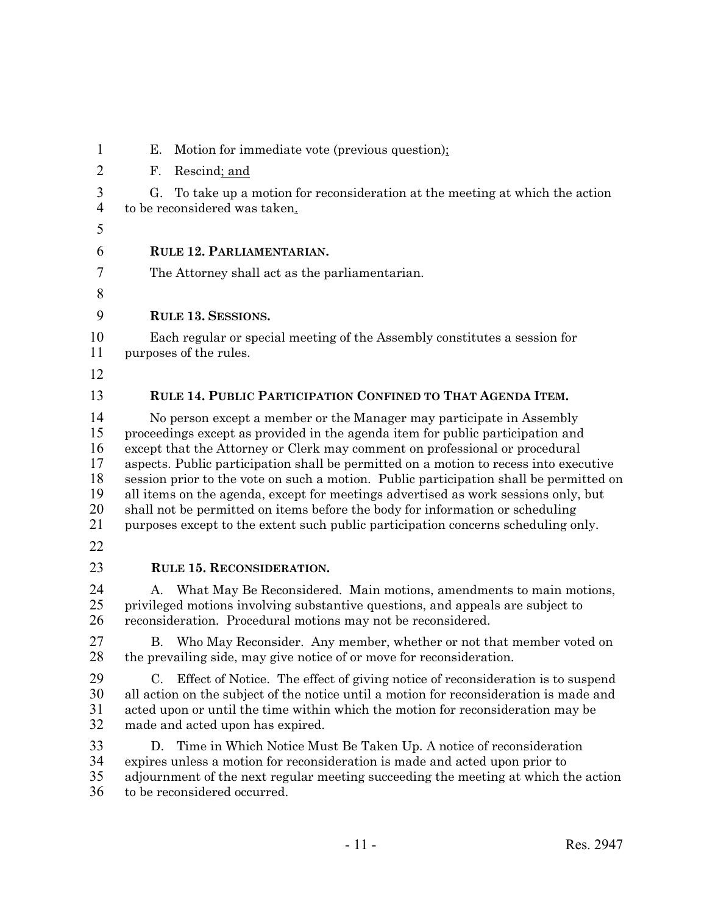E. Motion for immediate vote (previous question);

F. Rescind; and

G. To take up a motion for reconsideration at the meeting at which the action to be reconsidered was taken.

**RULE 12. PARLIAMENTARIAN.**

The Attorney shall act as the parliamentarian.

**RULE 13. SESSIONS.**

Each regular or special meeting of the Assembly constitutes a session for purposes of the rules.

**RULE 14. PUBLIC PARTICIPATION CONFINED TO THAT AGENDA ITEM.**

No person except a member or the Manager may participate in Assembly proceedings except as provided in the agenda item for public participation and except that the Attorney or Clerk may comment on professional or procedural aspects. Public participation shall be permitted on a motion to recess into executive session prior to the vote on such a motion. Public participation shall be permitted on all items on the agenda, except for meetings advertised as work sessions only, but shall not be permitted on items before the body for information or scheduling purposes except to the extent such public participation concerns scheduling only.

**RULE 15. RECONSIDERATION.**

A. What May Be Reconsidered. Main motions, amendments to main motions, privileged motions involving substantive questions, and appeals are subject to reconsideration. Procedural motions may not be reconsidered.

B. Who May Reconsider. Any member, whether or not that member voted on the prevailing side, may give notice of or move for reconsideration.

C. Effect of Notice. The effect of giving notice of reconsideration is to suspend all action on the subject of the notice until a motion for reconsideration is made and acted upon or until the time within which the motion for reconsideration may be made and acted upon has expired.

D. Time in Which Notice Must Be Taken Up. A notice of reconsideration expires unless a motion for reconsideration is made and acted upon prior to adjournment of the next regular meeting succeeding the meeting at which the action to be reconsidered occurred.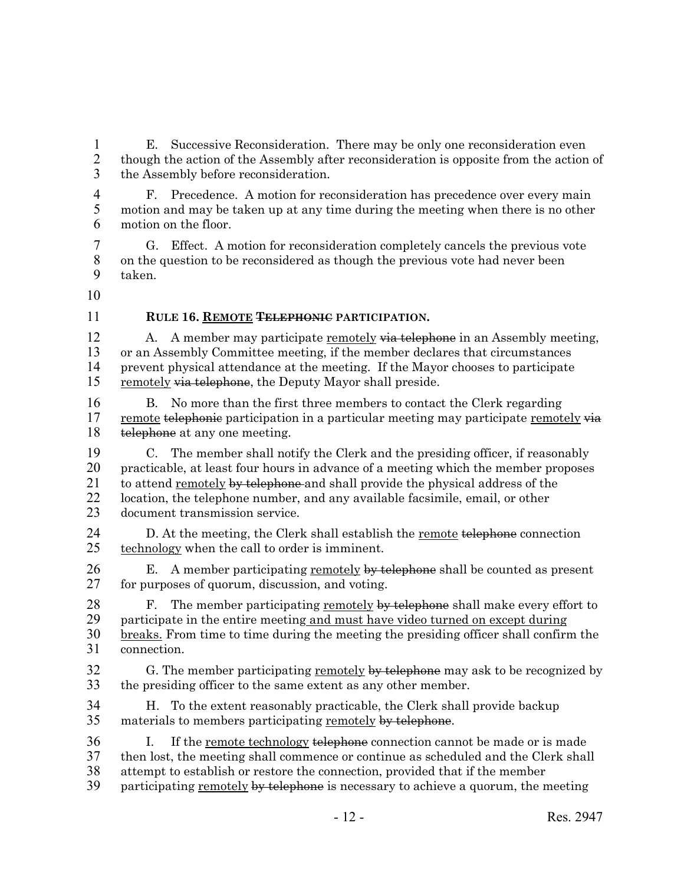E. Successive Reconsideration. There may be only one reconsideration even though the action of the Assembly after reconsideration is opposite from the action of the Assembly before reconsideration.

F. Precedence. A motion for reconsideration has precedence over every main motion and may be taken up at any time during the meeting when there is no other motion on the floor.

G. Effect. A motion for reconsideration completely cancels the previous vote on the question to be reconsidered as though the previous vote had never been taken.

**RULE 16. <u>REMOTE</u> ~~TELEPHONIC~~ PARTICIPATION.**

A. A member may participate <u>remotely</u> ~~via telephone~~ in an Assembly meeting, or an Assembly Committee meeting, if the member declares that circumstances prevent physical attendance at the meeting. If the Mayor chooses to participate <u>remotely</u> ~~via telephone~~, the Deputy Mayor shall preside.

B. No more than the first three members to contact the Clerk regarding <u>remote</u> ~~telephonic~~ participation in a particular meeting may participate <u>remotely</u> ~~via telephone~~ at any one meeting.

C. The member shall notify the Clerk and the presiding officer, if reasonably practicable, at least four hours in advance of a meeting which the member proposes to attend <u>remotely</u> ~~by telephone~~ and shall provide the physical address of the location, the telephone number, and any available facsimile, email, or other document transmission service.

D. At the meeting, the Clerk shall establish the <u>remote</u> ~~telephone~~ connection <u>technology</u> when the call to order is imminent.

E. A member participating <u>remotely</u> ~~by telephone~~ shall be counted as present for purposes of quorum, discussion, and voting.

F. The member participating <u>remotely</u> ~~by telephone~~ shall make every effort to participate in the entire meeting <u>and must have video turned on except during breaks.</u> From time to time during the meeting the presiding officer shall confirm the connection.

G. The member participating <u>remotely</u> ~~by telephone~~ may ask to be recognized by the presiding officer to the same extent as any other member.

H. To the extent reasonably practicable, the Clerk shall provide backup materials to members participating <u>remotely</u> ~~by telephone~~.

I. If the <u>remote technology</u> ~~telephone~~ connection cannot be made or is made then lost, the meeting shall commence or continue as scheduled and the Clerk shall attempt to establish or restore the connection, provided that if the member participating <u>remotely</u> ~~by telephone~~ is necessary to achieve a quorum, the meeting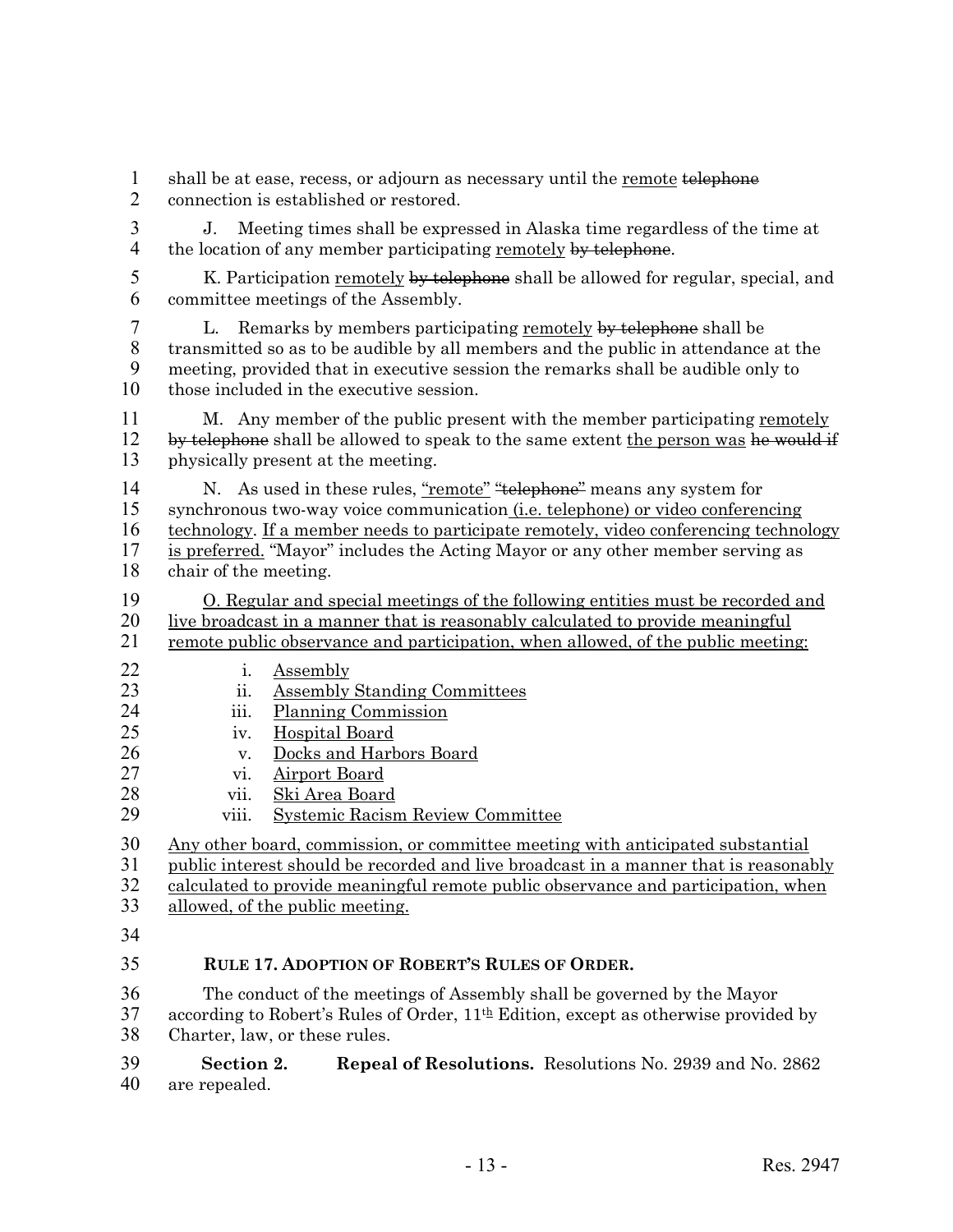shall be at ease, recess, or adjourn as necessary until the <u>remote</u> ~~telephone~~ connection is established or restored.

J. Meeting times shall be expressed in Alaska time regardless of the time at the location of any member participating <u>remotely</u> ~~by telephone~~.

K. Participation <u>remotely</u> ~~by telephone~~ shall be allowed for regular, special, and committee meetings of the Assembly.

L. Remarks by members participating <u>remotely</u> ~~by telephone~~ shall be transmitted so as to be audible by all members and the public in attendance at the meeting, provided that in executive session the remarks shall be audible only to those included in the executive session.

M. Any member of the public present with the member participating <u>remotely</u> ~~by telephone~~ shall be allowed to speak to the same extent <u>the person was</u> ~~he would if~~ physically present at the meeting.

N. As used in these rules, <u>"remote"</u> ~~"telephone"~~ means any system for synchronous two-way voice communication <u>(i.e. telephone) or video conferencing technology</u>. <u>If a member needs to participate remotely, video conferencing technology is preferred.</u> "Mayor" includes the Acting Mayor or any other member serving as chair of the meeting.

<u>O. Regular and special meetings of the following entities must be recorded and live broadcast in a manner that is reasonably calculated to provide meaningful remote public observance and participation, when allowed, of the public meeting:</u>

- i. <u>Assembly</u>
- ii. <u>Assembly Standing Committees</u>
- iii. <u>Planning Commission</u>
- iv. <u>Hospital Board</u>
- v. <u>Docks and Harbors Board</u>
- vi. <u>Airport Board</u>
- vii. <u>Ski Area Board</u>
- viii. <u>Systemic Racism Review Committee</u>

<u>Any other board, commission, or committee meeting with anticipated substantial public interest should be recorded and live broadcast in a manner that is reasonably calculated to provide meaningful remote public observance and participation, when allowed, of the public meeting.</u>

**RULE 17. ADOPTION OF ROBERT'S RULES OF ORDER.**

The conduct of the meetings of Assembly shall be governed by the Mayor according to Robert's Rules of Order, 11th Edition, except as otherwise provided by Charter, law, or these rules.

**Section 2. Repeal of Resolutions.** Resolutions No. 2939 and No. 2862 are repealed.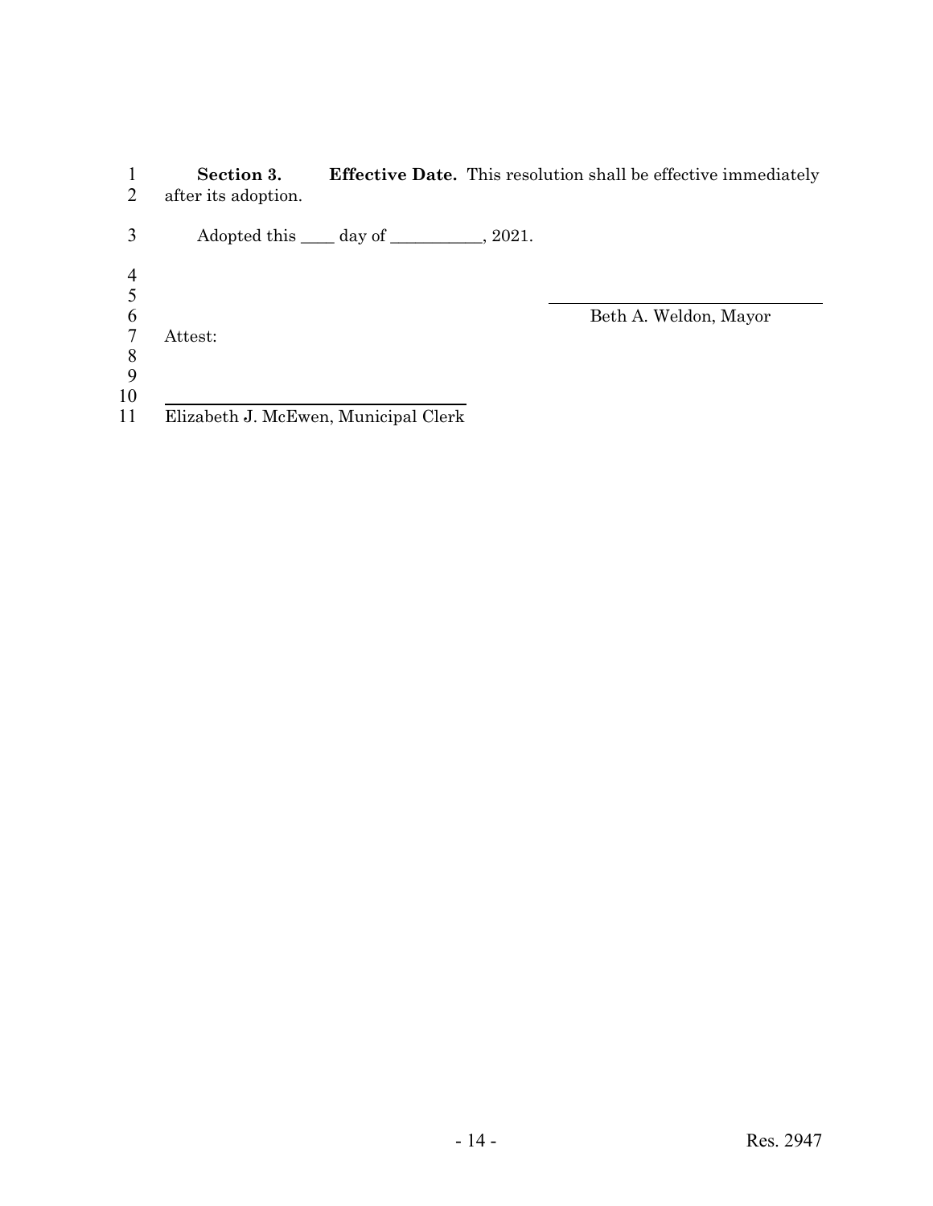**Section 3. Effective Date.** This resolution shall be effective immediately after its adoption.

Adopted this ____ day of __________, 2021.

\_\_\_\_\_\_\_\_\_\_\_\_\_\_\_\_\_\_\_\_\_\_\_\_\_\_\_\_\_\_

Beth A. Weldon, Mayor

Attest:

\_\_\_\_\_\_\_\_\_\_\_\_\_\_\_\_\_\_\_\_\_\_\_\_\_\_\_\_\_\_

Elizabeth J. McEwen, Municipal Clerk